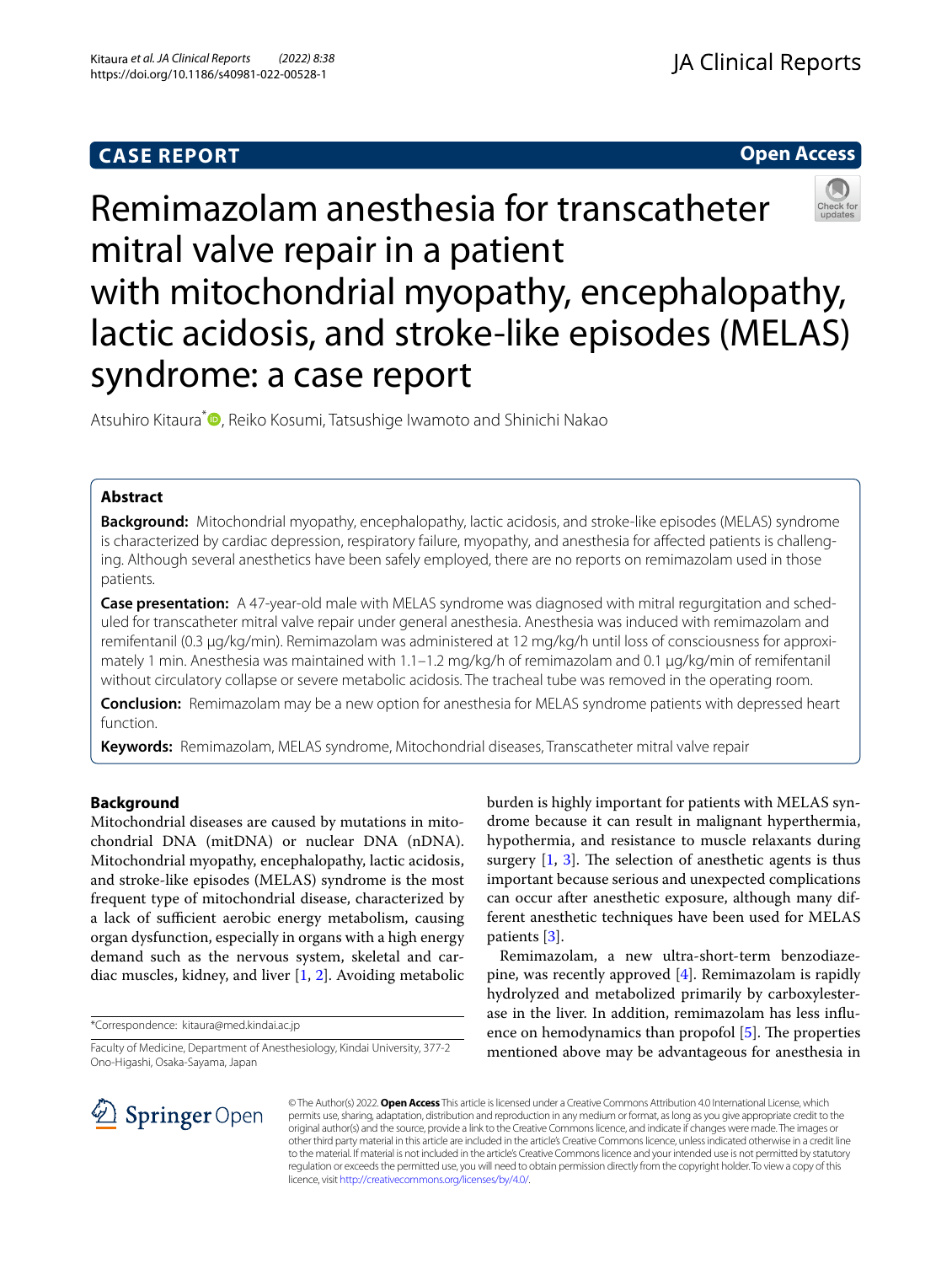CASE REPORT

Open Access

# Remimazolam anesthesia for transcatheter mitral valve repair in a patient with mitochondrial myopathy, encephalopathy, lactic acidosis, and stroke-like episodes (MELAS) syndrome: a case report

Atsuhiro Kitaura*, Reiko Kosumi, Tatsushige Iwamoto and Shinichi Nakao

## Abstract

**Background:** Mitochondrial myopathy, encephalopathy, lactic acidosis, and stroke-like episodes (MELAS) syndrome is characterized by cardiac depression, respiratory failure, myopathy, and anesthesia for affected patients is challenging. Although several anesthetics have been safely employed, there are no reports on remimazolam used in those patients.

**Case presentation:** A 47-year-old male with MELAS syndrome was diagnosed with mitral regurgitation and scheduled for transcatheter mitral valve repair under general anesthesia. Anesthesia was induced with remimazolam and remifentanil (0.3 μg/kg/min). Remimazolam was administered at 12 mg/kg/h until loss of consciousness for approximately 1 min. Anesthesia was maintained with 1.1–1.2 mg/kg/h of remimazolam and 0.1 μg/kg/min of remifentanil without circulatory collapse or severe metabolic acidosis. The tracheal tube was removed in the operating room.

**Conclusion:** Remimazolam may be a new option for anesthesia for MELAS syndrome patients with depressed heart function.

**Keywords:** Remimazolam, MELAS syndrome, Mitochondrial diseases, Transcatheter mitral valve repair

## Background

Mitochondrial diseases are caused by mutations in mitochondrial DNA (mitDNA) or nuclear DNA (nDNA). Mitochondrial myopathy, encephalopathy, lactic acidosis, and stroke-like episodes (MELAS) syndrome is the most frequent type of mitochondrial disease, characterized by a lack of sufficient aerobic energy metabolism, causing organ dysfunction, especially in organs with a high energy demand such as the nervous system, skeletal and cardiac muscles, kidney, and liver [1, 2]. Avoiding metabolic burden is highly important for patients with MELAS syndrome because it can result in malignant hyperthermia, hypothermia, and resistance to muscle relaxants during surgery [1, 3]. The selection of anesthetic agents is thus important because serious and unexpected complications can occur after anesthetic exposure, although many different anesthetic techniques have been used for MELAS patients [3].

Remimazolam, a new ultra-short-term benzodiazepine, was recently approved [4]. Remimazolam is rapidly hydrolyzed and metabolized primarily by carboxylesterase in the liver. In addition, remimazolam has less influence on hemodynamics than propofol [5]. The properties mentioned above may be advantageous for anesthesia in

*Correspondence: kitaura@med.kindai.ac.jp

Faculty of Medicine, Department of Anesthesiology, Kindai University, 377-2 Ono-Higashi, Osaka-Sayama, Japan

© The Author(s) 2022. **Open Access** This article is licensed under a Creative Commons Attribution 4.0 International License, which permits use, sharing, adaptation, distribution and reproduction in any medium or format, as long as you give appropriate credit to the original author(s) and the source, provide a link to the Creative Commons licence, and indicate if changes were made. The images or other third party material in this article are included in the article's Creative Commons licence, unless indicated otherwise in a credit line to the material. If material is not included in the article's Creative Commons licence and your intended use is not permitted by statutory regulation or exceeds the permitted use, you will need to obtain permission directly from the copyright holder. To view a copy of this licence, visit http://creativecommons.org/licenses/by/4.0/.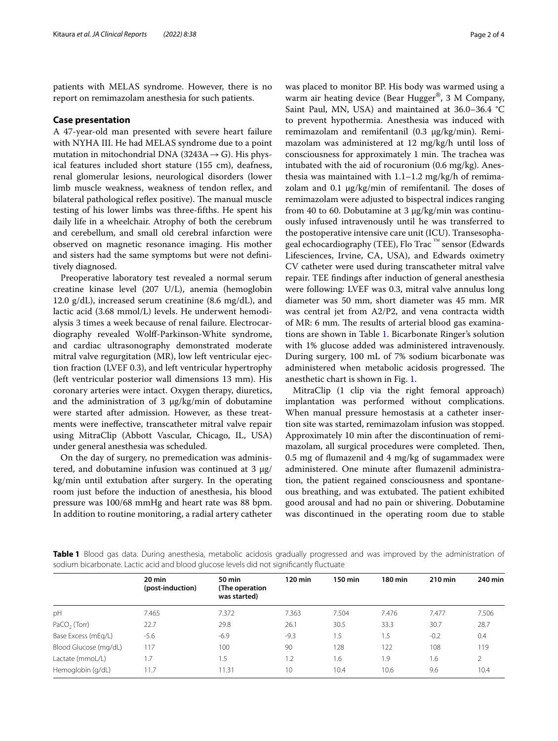patients with MELAS syndrome. However, there is no report on remimazolam anesthesia for such patients.

## Case presentation

A 47-year-old man presented with severe heart failure with NYHA III. He had MELAS syndrome due to a point mutation in mitochondrial DNA (3243A → G). His physical features included short stature (155 cm), deafness, renal glomerular lesions, neurological disorders (lower limb muscle weakness, weakness of tendon reflex, and bilateral pathological reflex positive). The manual muscle testing of his lower limbs was three-fifths. He spent his daily life in a wheelchair. Atrophy of both the cerebrum and cerebellum, and small old cerebral infarction were observed on magnetic resonance imaging. His mother and sisters had the same symptoms but were not definitively diagnosed.

Preoperative laboratory test revealed a normal serum creatine kinase level (207 U/L), anemia (hemoglobin 12.0 g/dL), increased serum creatinine (8.6 mg/dL), and lactic acid (3.68 mmol/L) levels. He underwent hemodialysis 3 times a week because of renal failure. Electrocardiography revealed Wolff-Parkinson-White syndrome, and cardiac ultrasonography demonstrated moderate mitral valve regurgitation (MR), low left ventricular ejection fraction (LVEF 0.3), and left ventricular hypertrophy (left ventricular posterior wall dimensions 13 mm). His coronary arteries were intact. Oxygen therapy, diuretics, and the administration of 3 μg/kg/min of dobutamine were started after admission. However, as these treatments were ineffective, transcatheter mitral valve repair using MitraClip (Abbott Vascular, Chicago, IL, USA) under general anesthesia was scheduled.

On the day of surgery, no premedication was administered, and dobutamine infusion was continued at 3 μg/kg/min until extubation after surgery. In the operating room just before the induction of anesthesia, his blood pressure was 100/68 mmHg and heart rate was 88 bpm. In addition to routine monitoring, a radial artery catheter was placed to monitor BP. His body was warmed using a warm air heating device (Bear Hugger®, 3 M Company, Saint Paul, MN, USA) and maintained at 36.0–36.4 °C to prevent hypothermia. Anesthesia was induced with remimazolam and remifentanil (0.3 μg/kg/min). Remimazolam was administered at 12 mg/kg/h until loss of consciousness for approximately 1 min. The trachea was intubated with the aid of rocuronium (0.6 mg/kg). Anesthesia was maintained with 1.1–1.2 mg/kg/h of remimazolam and 0.1 μg/kg/min of remifentanil. The doses of remimazolam were adjusted to bispectral indices ranging from 40 to 60. Dobutamine at 3 μg/kg/min was continuously infused intravenously until he was transferred to the postoperative intensive care unit (ICU). Transesophageal echocardiography (TEE), Flo Trac ™ sensor (Edwards Lifesciences, Irvine, CA, USA), and Edwards oximetry CV catheter were used during transcatheter mitral valve repair. TEE findings after induction of general anesthesia were following: LVEF was 0.3, mitral valve annulus long diameter was 50 mm, short diameter was 45 mm. MR was central jet from A2/P2, and vena contracta width of MR: 6 mm. The results of arterial blood gas examinations are shown in Table 1. Bicarbonate Ringer's solution with 1% glucose added was administered intravenously. During surgery, 100 mL of 7% sodium bicarbonate was administered when metabolic acidosis progressed. The anesthetic chart is shown in Fig. 1.

MitraClip (1 clip via the right femoral approach) implantation was performed without complications. When manual pressure hemostasis at a catheter insertion site was started, remimazolam infusion was stopped. Approximately 10 min after the discontinuation of remimazolam, all surgical procedures were completed. Then, 0.5 mg of flumazenil and 4 mg/kg of sugammadex were administered. One minute after flumazenil administration, the patient regained consciousness and spontaneous breathing, and was extubated. The patient exhibited good arousal and had no pain or shivering. Dobutamine was discontinued in the operating room due to stable

**Table 1** Blood gas data. During anesthesia, metabolic acidosis gradually progressed and was improved by the administration of sodium bicarbonate. Lactic acid and blood glucose levels did not significantly fluctuate

| | 20 min (post-induction) | 50 min (The operation was started) | 120 min | 150 min | 180 min | 210 min | 240 min |
|---|---|---|---|---|---|---|---|
| pH | 7.465 | 7.372 | 7.363 | 7.504 | 7.476 | 7.477 | 7.506 |
| $PaCO_2$ (Torr) | 22.7 | 29.8 | 26.1 | 30.5 | 33.3 | 30.7 | 28.7 |
| Base Excess (mEq/L) | -5.6 | -6.9 | -9.3 | 1.5 | 1.5 | -0.2 | 0.4 |
| Blood Glucose (mg/dL) | 117 | 100 | 90 | 128 | 122 | 108 | 119 |
| Lactate (mmoL/L) | 1.7 | 1.5 | 1.2 | 1.6 | 1.9 | 1.6 | 2 |
| Hemoglobin (g/dL) | 11.7 | 11.31 | 10 | 10.4 | 10.6 | 9.6 | 10.4 |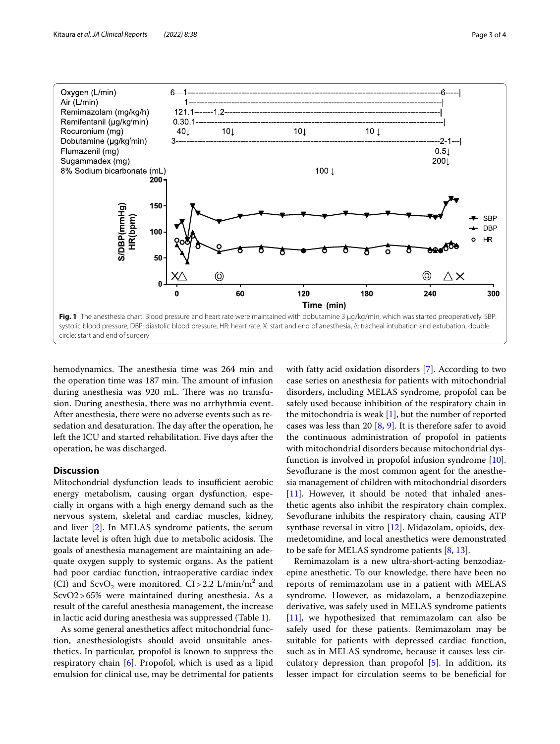Fig. 1 The anesthesia chart. Blood pressure and heart rate were maintained with dobutamine 3 μg/kg/min, which was started preoperatively. SBP: systolic blood pressure, DBP: diastolic blood pressure, HR: heart rate. X: start and end of anesthesia, Δ: tracheal intubation and extubation, double circle: start and end of surgery

hemodynamics. The anesthesia time was 264 min and the operation time was 187 min. The amount of infusion during anesthesia was 920 mL. There was no transfusion. During anesthesia, there was no arrhythmia event. After anesthesia, there were no adverse events such as re-sedation and desaturation. The day after the operation, he left the ICU and started rehabilitation. Five days after the operation, he was discharged.

## Discussion

Mitochondrial dysfunction leads to insufficient aerobic energy metabolism, causing organ dysfunction, especially in organs with a high energy demand such as the nervous system, skeletal and cardiac muscles, kidney, and liver [2]. In MELAS syndrome patients, the serum lactate level is often high due to metabolic acidosis. The goals of anesthesia management are maintaining an adequate oxygen supply to systemic organs. As the patient had poor cardiac function, intraoperative cardiac index (CI) and $ScvO_2$ were monitored. CI > 2.2 L/min/$m^2$ and $ScvO_2$ > 65% were maintained during anesthesia. As a result of the careful anesthesia management, the increase in lactic acid during anesthesia was suppressed (Table 1).

As some general anesthetics affect mitochondrial function, anesthesiologists should avoid unsuitable anesthetics. In particular, propofol is known to suppress the respiratory chain [6]. Propofol, which is used as a lipid emulsion for clinical use, may be detrimental for patients with fatty acid oxidation disorders [7]. According to two case series on anesthesia for patients with mitochondrial disorders, including MELAS syndrome, propofol can be safely used because inhibition of the respiratory chain in the mitochondria is weak [1], but the number of reported cases was less than 20 [8, 9]. It is therefore safer to avoid the continuous administration of propofol in patients with mitochondrial disorders because mitochondrial dysfunction is involved in propofol infusion syndrome [10]. Sevoflurane is the most common agent for the anesthesia management of children with mitochondrial disorders [11]. However, it should be noted that inhaled anesthetic agents also inhibit the respiratory chain complex. Sevoflurane inhibits the respiratory chain, causing ATP synthase reversal in vitro [12]. Midazolam, opioids, dexmedetomidine, and local anesthetics were demonstrated to be safe for MELAS syndrome patients [8, 13].

Remimazolam is a new ultra-short-acting benzodiazepine anesthetic. To our knowledge, there have been no reports of remimazolam use in a patient with MELAS syndrome. However, as midazolam, a benzodiazepine derivative, was safely used in MELAS syndrome patients [11], we hypothesized that remimazolam can also be safely used for these patients. Remimazolam may be suitable for patients with depressed cardiac function, such as in MELAS syndrome, because it causes less circulatory depression than propofol [5]. In addition, its lesser impact for circulation seems to be beneficial for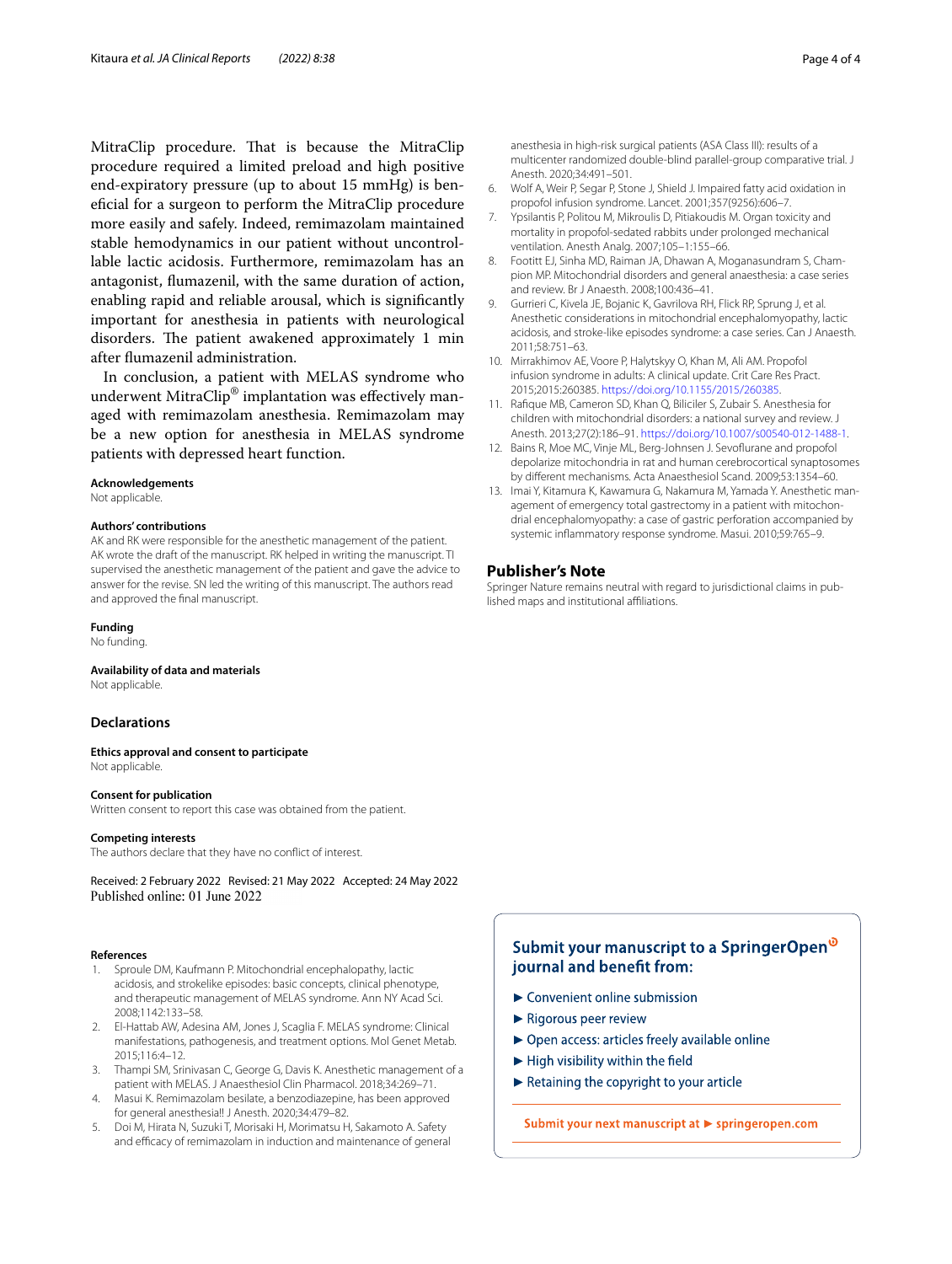MitraClip procedure. That is because the MitraClip procedure required a limited preload and high positive end-expiratory pressure (up to about 15 mmHg) is beneficial for a surgeon to perform the MitraClip procedure more easily and safely. Indeed, remimazolam maintained stable hemodynamics in our patient without uncontrollable lactic acidosis. Furthermore, remimazolam has an antagonist, flumazenil, with the same duration of action, enabling rapid and reliable arousal, which is significantly important for anesthesia in patients with neurological disorders. The patient awakened approximately 1 min after flumazenil administration.

In conclusion, a patient with MELAS syndrome who underwent MitraClip® implantation was effectively managed with remimazolam anesthesia. Remimazolam may be a new option for anesthesia in MELAS syndrome patients with depressed heart function.

**Acknowledgements**
Not applicable.

**Authors' contributions**
AK and RK were responsible for the anesthetic management of the patient. AK wrote the draft of the manuscript. RK helped in writing the manuscript. TI supervised the anesthetic management of the patient and gave the advice to answer for the revise. SN led the writing of this manuscript. The authors read and approved the final manuscript.

**Funding**
No funding.

**Availability of data and materials**
Not applicable.

## Declarations

**Ethics approval and consent to participate**
Not applicable.

**Consent for publication**
Written consent to report this case was obtained from the patient.

**Competing interests**
The authors declare that they have no conflict of interest.

Received: 2 February 2022 Revised: 21 May 2022 Accepted: 24 May 2022
Published online: 01 June 2022

**References**

1. Sproule DM, Kaufmann P. Mitochondrial encephalopathy, lactic acidosis, and strokelike episodes: basic concepts, clinical phenotype, and therapeutic management of MELAS syndrome. Ann NY Acad Sci. 2008;1142:133–58.
2. El-Hattab AW, Adesina AM, Jones J, Scaglia F. MELAS syndrome: Clinical manifestations, pathogenesis, and treatment options. Mol Genet Metab. 2015;116:4–12.
3. Thampi SM, Srinivasan C, George G, Davis K. Anesthetic management of a patient with MELAS. J Anaesthesiol Clin Pharmacol. 2018;34:269–71.
4. Masui K. Remimazolam besilate, a benzodiazepine, has been approved for general anesthesia!! J Anesth. 2020;34:479–82.
5. Doi M, Hirata N, Suzuki T, Morisaki H, Morimatsu H, Sakamoto A. Safety and efficacy of remimazolam in induction and maintenance of general anesthesia in high-risk surgical patients (ASA Class III): results of a multicenter randomized double-blind parallel-group comparative trial. J Anesth. 2020;34:491–501.
6. Wolf A, Weir P, Segar P, Stone J, Shield J. Impaired fatty acid oxidation in propofol infusion syndrome. Lancet. 2001;357(9256):606–7.
7. Ypsilantis P, Politou M, Mikroulis D, Pitiakoudis M. Organ toxicity and mortality in propofol-sedated rabbits under prolonged mechanical ventilation. Anesth Analg. 2007;105–1:155–66.
8. Footitt EJ, Sinha MD, Raiman JA, Dhawan A, Moganasundram S, Champion MP. Mitochondrial disorders and general anaesthesia: a case series and review. Br J Anaesth. 2008;100:436–41.
9. Gurrieri C, Kivela JE, Bojanic K, Gavrilova RH, Flick RP, Sprung J, et al. Anesthetic considerations in mitochondrial encephalomyopathy, lactic acidosis, and stroke-like episodes syndrome: a case series. Can J Anaesth. 2011;58:751–63.
10. Mirrakhimov AE, Voore P, Halytskyy O, Khan M, Ali AM. Propofol infusion syndrome in adults: A clinical update. Crit Care Res Pract. 2015;2015:260385. https://doi.org/10.1155/2015/260385.
11. Rafique MB, Cameron SD, Khan Q, Biliciler S, Zubair S. Anesthesia for children with mitochondrial disorders: a national survey and review. J Anesth. 2013;27(2):186–91. https://doi.org/10.1007/s00540-012-1488-1.
12. Bains R, Moe MC, Vinje ML, Berg-Johnsen J. Sevoflurane and propofol depolarize mitochondria in rat and human cerebrocortical synaptosomes by different mechanisms. Acta Anaesthesiol Scand. 2009;53:1354–60.
13. Imai Y, Kitamura K, Kawamura G, Nakamura M, Yamada Y. Anesthetic management of emergency total gastrectomy in a patient with mitochondrial encephalomyopathy: a case of gastric perforation accompanied by systemic inflammatory response syndrome. Masui. 2010;59:765–9.

## Publisher's Note

Springer Nature remains neutral with regard to jurisdictional claims in published maps and institutional affiliations.

**Submit your manuscript to a SpringerOpen journal and benefit from:**

- ► Convenient online submission
- ► Rigorous peer review
- ► Open access: articles freely available online
- ► High visibility within the field
- ► Retaining the copyright to your article

**Submit your next manuscript at ► springeropen.com**